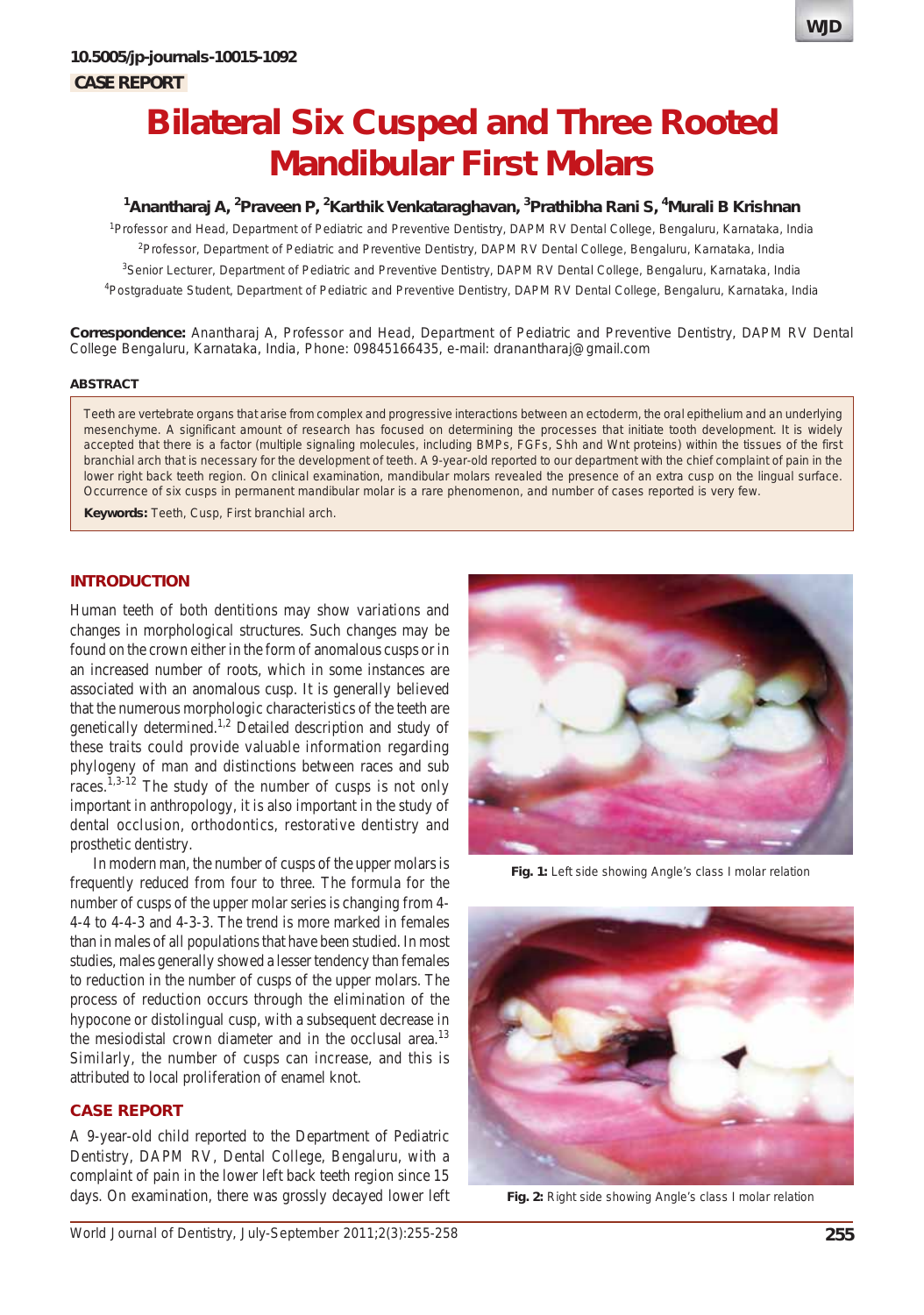10.5005/jp-journals-10015-1092

**CASE REPORT**

# Bilateral Six Cusped and Three Rooted Mandibular First Molars

**[1]Anantharaj A, [2]Praveen P, [2]Karthik Venkataraghavan, [3]Prathibha Rani S, [4]Murali B Krishnan**

[1]Professor and Head, Department of Pediatric and Preventive Dentistry, DAPM RV Dental College, Bengaluru, Karnataka, India

[2]Professor, Department of Pediatric and Preventive Dentistry, DAPM RV Dental College, Bengaluru, Karnataka, India

[3]Senior Lecturer, Department of Pediatric and Preventive Dentistry, DAPM RV Dental College, Bengaluru, Karnataka, India

[4]Postgraduate Student, Department of Pediatric and Preventive Dentistry, DAPM RV Dental College, Bengaluru, Karnataka, India

**Correspondence:** Anantharaj A, Professor and Head, Department of Pediatric and Preventive Dentistry, DAPM RV Dental College Bengaluru, Karnataka, India, Phone: 09845166435, e-mail: dranantharaj@gmail.com

## ABSTRACT

Teeth are vertebrate organs that arise from complex and progressive interactions between an ectoderm, the oral epithelium and an underlying mesenchyme. A significant amount of research has focused on determining the processes that initiate tooth development. It is widely accepted that there is a factor (multiple signaling molecules, including BMPs, FGFs, Shh and Wnt proteins) within the tissues of the first branchial arch that is necessary for the development of teeth. A 9-year-old reported to our department with the chief complaint of pain in the lower right back teeth region. On clinical examination, mandibular molars revealed the presence of an extra cusp on the lingual surface. Occurrence of six cusps in permanent mandibular molar is a rare phenomenon, and number of cases reported is very few.

**Keywords:** Teeth, Cusp, First branchial arch.

## INTRODUCTION

Human teeth of both dentitions may show variations and changes in morphological structures. Such changes may be found on the crown either in the form of anomalous cusps or in an increased number of roots, which in some instances are associated with an anomalous cusp. It is generally believed that the numerous morphologic characteristics of the teeth are genetically determined.[1,2] Detailed description and study of these traits could provide valuable information regarding phylogeny of man and distinctions between races and sub races.[1,3-12] The study of the number of cusps is not only important in anthropology, it is also important in the study of dental occlusion, orthodontics, restorative dentistry and prosthetic dentistry.

In modern man, the number of cusps of the upper molars is frequently reduced from four to three. The formula for the number of cusps of the upper molar series is changing from 4-4-4 to 4-4-3 and 4-3-3. The trend is more marked in females than in males of all populations that have been studied. In most studies, males generally showed a lesser tendency than females to reduction in the number of cusps of the upper molars. The process of reduction occurs through the elimination of the hypocone or distolingual cusp, with a subsequent decrease in the mesiodistal crown diameter and in the occlusal area.[13] Similarly, the number of cusps can increase, and this is attributed to local proliferation of enamel knot.

## CASE REPORT

A 9-year-old child reported to the Department of Pediatric Dentistry, DAPM RV, Dental College, Bengaluru, with a complaint of pain in the lower left back teeth region since 15 days. On examination, there was grossly decayed lower left

**Fig. 1:** Left side showing Angle's class I molar relation

**Fig. 2:** Right side showing Angle's class I molar relation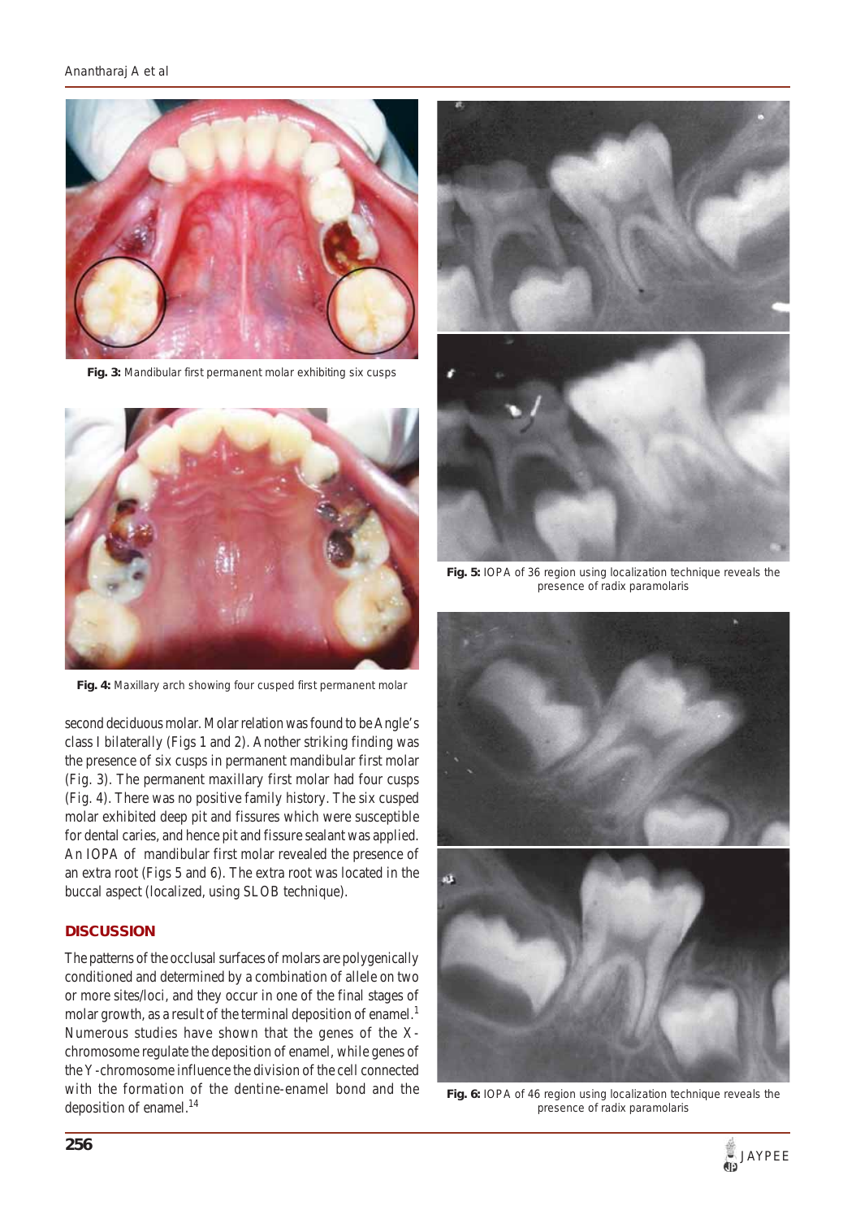Fig. 3: Mandibular first permanent molar exhibiting six cusps

Fig. 4: Maxillary arch showing four cusped first permanent molar

second deciduous molar. Molar relation was found to be Angle's class I bilaterally (Figs 1 and 2). Another striking finding was the presence of six cusps in permanent mandibular first molar (Fig. 3). The permanent maxillary first molar had four cusps (Fig. 4). There was no positive family history. The six cusped molar exhibited deep pit and fissures which were susceptible for dental caries, and hence pit and fissure sealant was applied. An IOPA of mandibular first molar revealed the presence of an extra root (Figs 5 and 6). The extra root was located in the buccal aspect (localized, using SLOB technique).

## DISCUSSION

The patterns of the occlusal surfaces of molars are polygenically conditioned and determined by a combination of allele on two or more sites/loci, and they occur in one of the final stages of molar growth, as a result of the terminal deposition of enamel.[1] Numerous studies have shown that the genes of the X-chromosome regulate the deposition of enamel, while genes of the Y-chromosome influence the division of the cell connected with the formation of the dentine-enamel bond and the deposition of enamel.[14]

Fig. 5: IOPA of 36 region using localization technique reveals the presence of radix paramolaris

Fig. 6: IOPA of 46 region using localization technique reveals the presence of radix paramolaris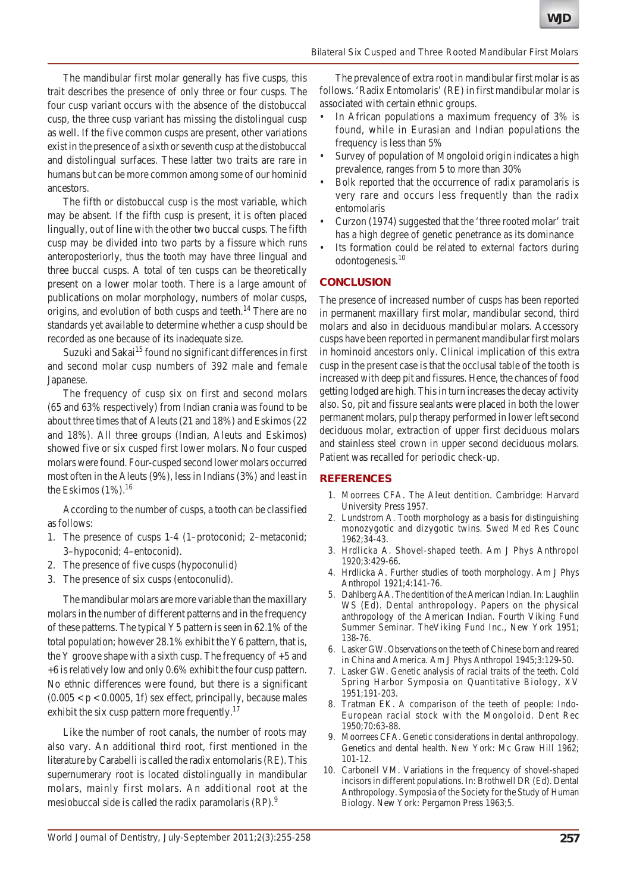The mandibular first molar generally has five cusps, this trait describes the presence of only three or four cusps. The four cusp variant occurs with the absence of the distobuccal cusp, the three cusp variant has missing the distolingual cusp as well. If the five common cusps are present, other variations exist in the presence of a sixth or seventh cusp at the distobuccal and distolingual surfaces. These latter two traits are rare in humans but can be more common among some of our hominid ancestors.

The fifth or distobuccal cusp is the most variable, which may be absent. If the fifth cusp is present, it is often placed lingually, out of line with the other two buccal cusps. The fifth cusp may be divided into two parts by a fissure which runs anteroposteriorly, thus the tooth may have three lingual and three buccal cusps. A total of ten cusps can be theoretically present on a lower molar tooth. There is a large amount of publications on molar morphology, numbers of molar cusps, origins, and evolution of both cusps and teeth.[14] There are no standards yet available to determine whether a cusp should be recorded as one because of its inadequate size.

Suzuki and Sakai[15] found no significant differences in first and second molar cusp numbers of 392 male and female Japanese.

The frequency of cusp six on first and second molars (65 and 63% respectively) from Indian crania was found to be about three times that of Aleuts (21 and 18%) and Eskimos (22 and 18%). All three groups (Indian, Aleuts and Eskimos) showed five or six cusped first lower molars. No four cusped molars were found. Four-cusped second lower molars occurred most often in the Aleuts (9%), less in Indians (3%) and least in the Eskimos (1%).[16]

According to the number of cusps, a tooth can be classified as follows:

1. The presence of cusps 1-4 (1–protoconid; 2–metaconid; 3–hypoconid; 4–entoconid).
2. The presence of five cusps (hypoconulid)
3. The presence of six cusps (entoconulid).

The mandibular molars are more variable than the maxillary molars in the number of different patterns and in the frequency of these patterns. The typical Y 5 pattern is seen in 62.1% of the total population; however 28.1% exhibit the Y 6 pattern, that is, the Y groove shape with a sixth cusp. The frequency of +5 and +6 is relatively low and only 0.6% exhibit the four cusp pattern. No ethnic differences were found, but there is a significant ($0.005 < p < 0.0005$, 1f) sex effect, principally, because males exhibit the six cusp pattern more frequently.[17]

Like the number of root canals, the number of roots may also vary. An additional third root, first mentioned in the literature by Carabelli is called the radix entomolaris (RE). This supernumerary root is located distolingually in mandibular molars, mainly first molars. An additional root at the mesiobuccal side is called the radix paramolaris (RP).[9]

The prevalence of extra root in mandibular first molar is as follows. 'Radix Entomolaris' (RE) in first mandibular molar is associated with certain ethnic groups.

- In African populations a maximum frequency of 3% is found, while in Eurasian and Indian populations the frequency is less than 5%
- Survey of population of Mongoloid origin indicates a high prevalence, ranges from 5 to more than 30%
- Bolk reported that the occurrence of radix paramolaris is very rare and occurs less frequently than the radix entomolaris
- Curzon (1974) suggested that the 'three rooted molar' trait has a high degree of genetic penetrance as its dominance
- Its formation could be related to external factors during odontogenesis.[10]

## CONCLUSION

The presence of increased number of cusps has been reported in permanent maxillary first molar, mandibular second, third molars and also in deciduous mandibular molars. Accessory cusps have been reported in permanent mandibular first molars in hominoid ancestors only. Clinical implication of this extra cusp in the present case is that the occlusal table of the tooth is increased with deep pit and fissures. Hence, the chances of food getting lodged are high. This in turn increases the decay activity also. So, pit and fissure sealants were placed in both the lower permanent molars, pulp therapy performed in lower left second deciduous molar, extraction of upper first deciduous molars and stainless steel crown in upper second deciduous molars. Patient was recalled for periodic check-up.

## REFERENCES

1. Moorrees CFA. The Aleut dentition. Cambridge: Harvard University Press 1957.
2. Lundstrom A. Tooth morphology as a basis for distinguishing monozygotic and dizygotic twins. Swed Med Res Counc 1962;34-43.
3. Hrdlicka A. Shovel-shaped teeth. Am J Phys Anthropol 1920;3:429-66.
4. Hrdlicka A. Further studies of tooth morphology. Am J Phys Anthropol 1921;4:141-76.
5. Dahlberg AA. The dentition of the American Indian. In: Laughlin WS (Ed). Dental anthropology. Papers on the physical anthropology of the American Indian. Fourth Viking Fund Summer Seminar. TheViking Fund Inc., New York 1951; 138-76.
6. Lasker GW. Observations on the teeth of Chinese born and reared in China and America. Am J Phys Anthropol 1945;3:129-50.
7. Lasker GW. Genetic analysis of racial traits of the teeth. Cold Spring Harbor Symposia on Quantitative Biology, XV 1951;191-203.
8. Tratman EK. A comparison of the teeth of people: Indo-European racial stock with the Mongoloid. Dent Rec 1950;70:63-88.
9. Moorrees CFA. Genetic considerations in dental anthropology. Genetics and dental health. New York: Mc Graw Hill 1962; 101-12.
10. Carbonell VM. Variations in the frequency of shovel-shaped incisors in different populations. In: Brothwell DR (Ed). Dental Anthropology. Symposia of the Society for the Study of Human Biology. New York: Pergamon Press 1963;5.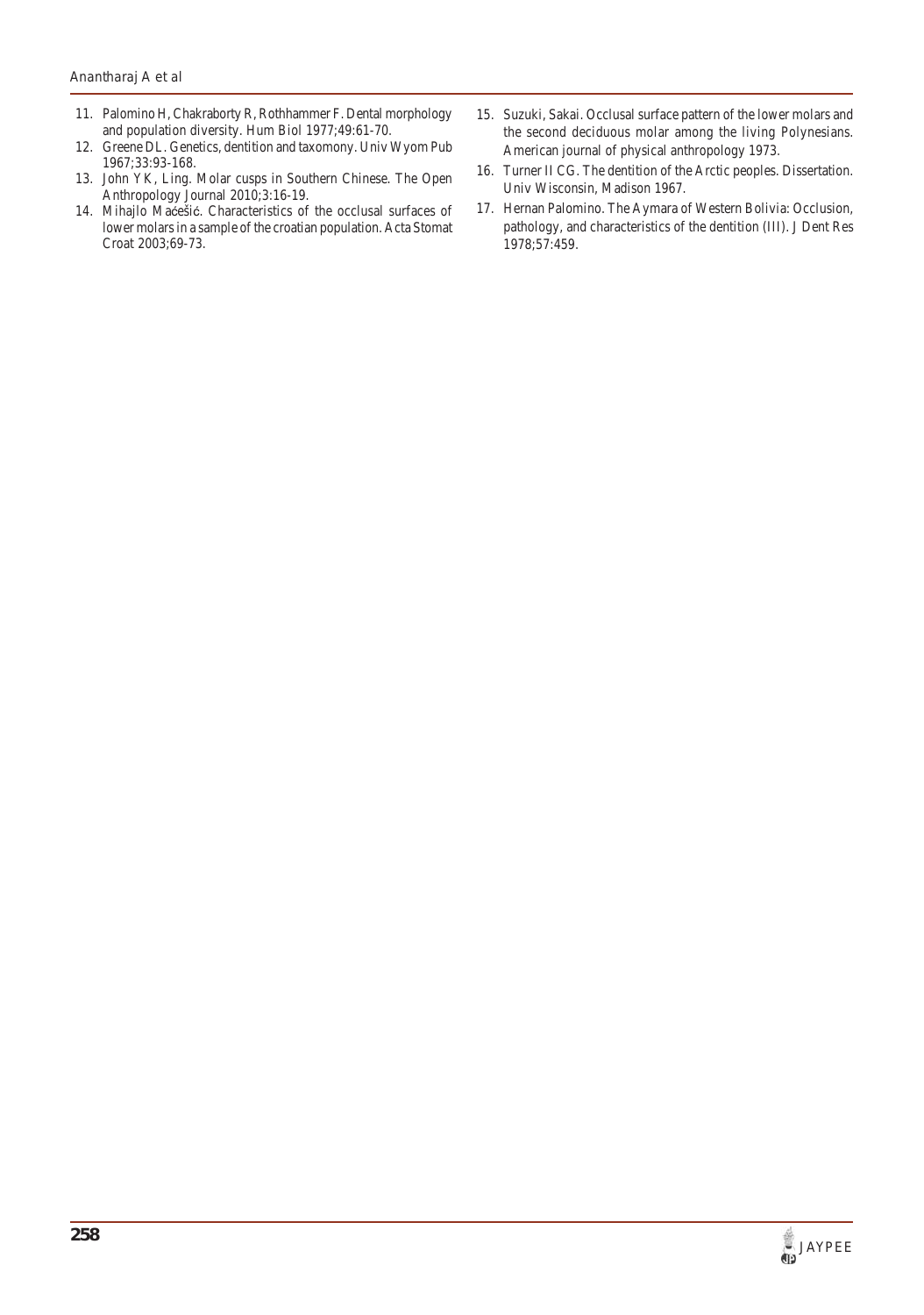11. Palomino H, Chakraborty R, Rothhammer F. Dental morphology and population diversity. Hum Biol 1977;49:61-70.
12. Greene DL. Genetics, dentition and taxomony. Univ Wyom Pub 1967;33:93-168.
13. John YK, Ling. Molar cusps in Southern Chinese. The Open Anthropology Journal 2010;3:16-19.
14. Mihajlo Maćešić. Characteristics of the occlusal surfaces of lower molars in a sample of the croatian population. Acta Stomat Croat 2003;69-73.
15. Suzuki, Sakai. Occlusal surface pattern of the lower molars and the second deciduous molar among the living Polynesians. American journal of physical anthropology 1973.
16. Turner II CG. The dentition of the Arctic peoples. Dissertation. Univ Wisconsin, Madison 1967.
17. Hernan Palomino. The Aymara of Western Bolivia: Occlusion, pathology, and characteristics of the dentition (III). J Dent Res 1978;57:459.